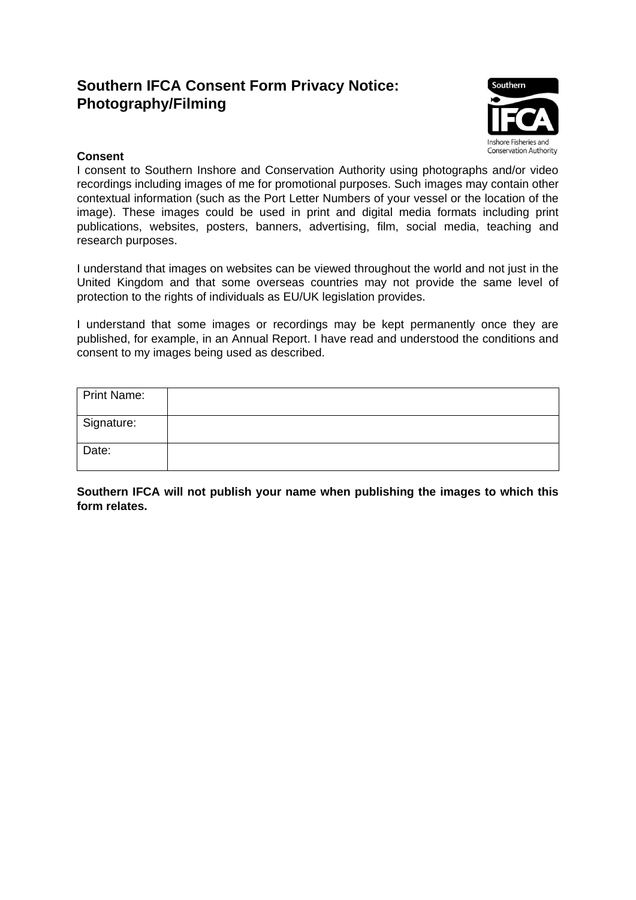# Southern IFCA Consent Form Privacy Notice: Photography/Filming

Southern

IFCA

Inshore Fisheries and Conservation Authority

**Consent**

I consent to Southern Inshore and Conservation Authority using photographs and/or video recordings including images of me for promotional purposes. Such images may contain other contextual information (such as the Port Letter Numbers of your vessel or the location of the image). These images could be used in print and digital media formats including print publications, websites, posters, banners, advertising, film, social media, teaching and research purposes.

I understand that images on websites can be viewed throughout the world and not just in the United Kingdom and that some overseas countries may not provide the same level of protection to the rights of individuals as EU/UK legislation provides.

I understand that some images or recordings may be kept permanently once they are published, for example, in an Annual Report. I have read and understood the conditions and consent to my images being used as described.

| Print Name: | |
|---|---|
| Signature: | |
| Date: | |

**Southern IFCA will not publish your name when publishing the images to which this form relates.**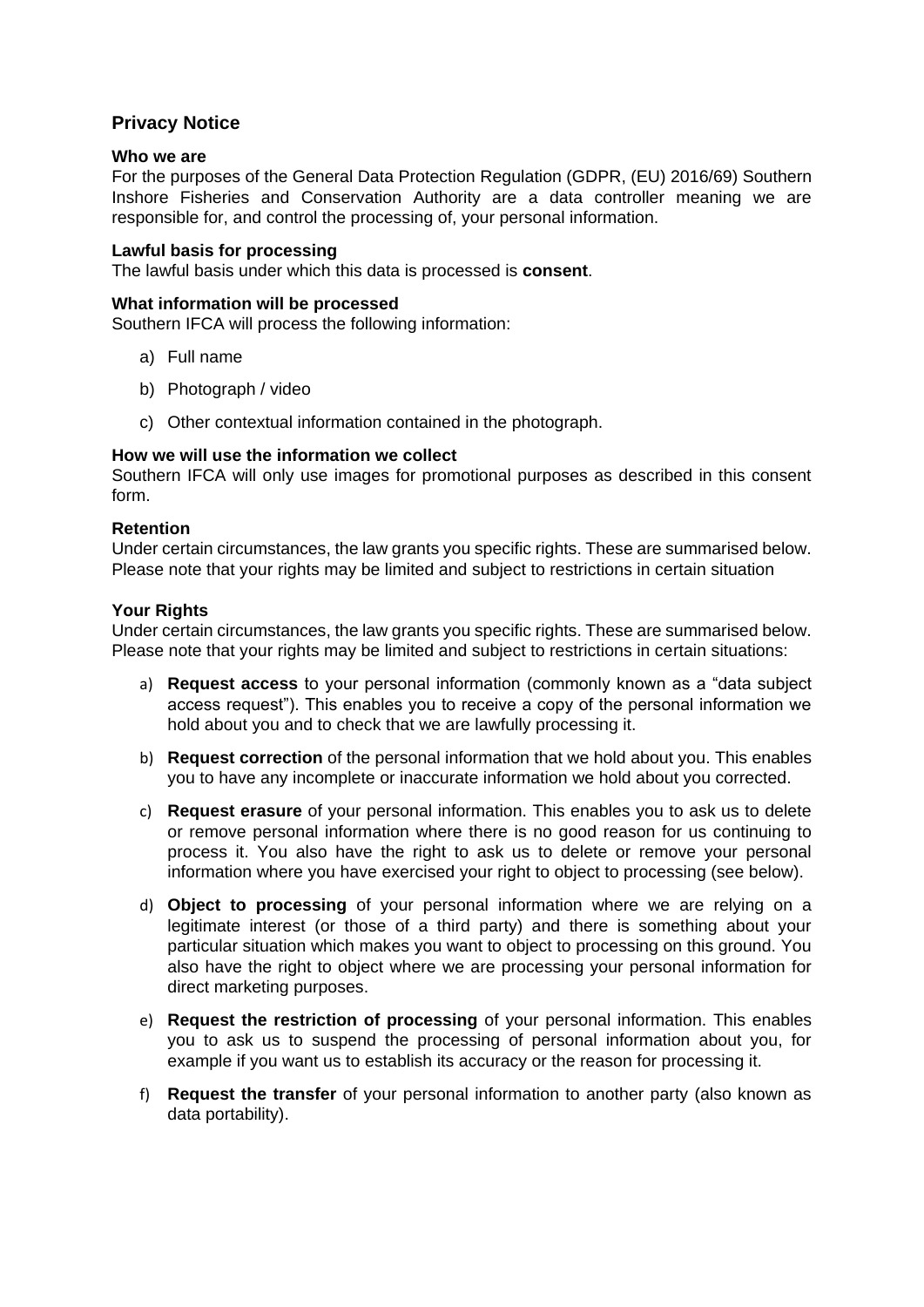## Privacy Notice

### Who we are

For the purposes of the General Data Protection Regulation (GDPR, (EU) 2016/69) Southern Inshore Fisheries and Conservation Authority are a data controller meaning we are responsible for, and control the processing of, your personal information.

### Lawful basis for processing

The lawful basis under which this data is processed is **consent**.

### What information will be processed

Southern IFCA will process the following information:

a) Full name

b) Photograph / video

c) Other contextual information contained in the photograph.

### How we will use the information we collect

Southern IFCA will only use images for promotional purposes as described in this consent form.

### Retention

Under certain circumstances, the law grants you specific rights. These are summarised below. Please note that your rights may be limited and subject to restrictions in certain situation

### Your Rights

Under certain circumstances, the law grants you specific rights. These are summarised below. Please note that your rights may be limited and subject to restrictions in certain situations:

a) **Request access** to your personal information (commonly known as a "data subject access request"). This enables you to receive a copy of the personal information we hold about you and to check that we are lawfully processing it.

b) **Request correction** of the personal information that we hold about you. This enables you to have any incomplete or inaccurate information we hold about you corrected.

c) **Request erasure** of your personal information. This enables you to ask us to delete or remove personal information where there is no good reason for us continuing to process it. You also have the right to ask us to delete or remove your personal information where you have exercised your right to object to processing (see below).

d) **Object to processing** of your personal information where we are relying on a legitimate interest (or those of a third party) and there is something about your particular situation which makes you want to object to processing on this ground. You also have the right to object where we are processing your personal information for direct marketing purposes.

e) **Request the restriction of processing** of your personal information. This enables you to ask us to suspend the processing of personal information about you, for example if you want us to establish its accuracy or the reason for processing it.

f) **Request the transfer** of your personal information to another party (also known as data portability).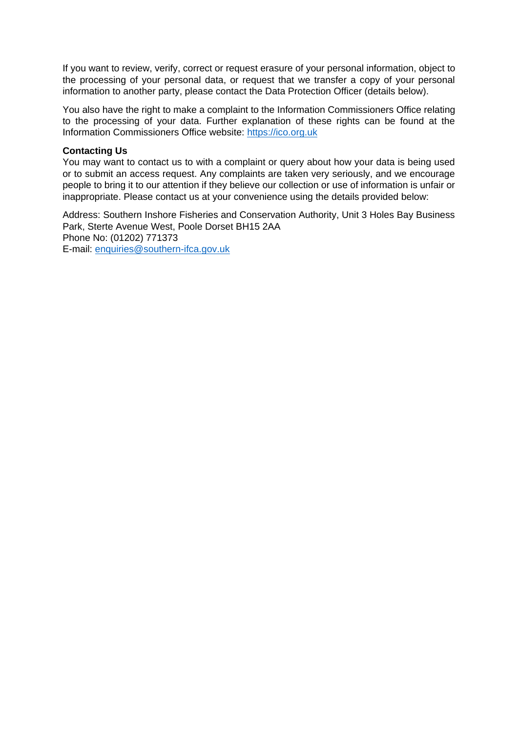If you want to review, verify, correct or request erasure of your personal information, object to the processing of your personal data, or request that we transfer a copy of your personal information to another party, please contact the Data Protection Officer (details below).

You also have the right to make a complaint to the Information Commissioners Office relating to the processing of your data. Further explanation of these rights can be found at the Information Commissioners Office website: https://ico.org.uk

**Contacting Us**

You may want to contact us to with a complaint or query about how your data is being used or to submit an access request. Any complaints are taken very seriously, and we encourage people to bring it to our attention if they believe our collection or use of information is unfair or inappropriate. Please contact us at your convenience using the details provided below:

Address: Southern Inshore Fisheries and Conservation Authority, Unit 3 Holes Bay Business Park, Sterte Avenue West, Poole Dorset BH15 2AA
Phone No: (01202) 771373
E-mail: enquiries@southern-ifca.gov.uk